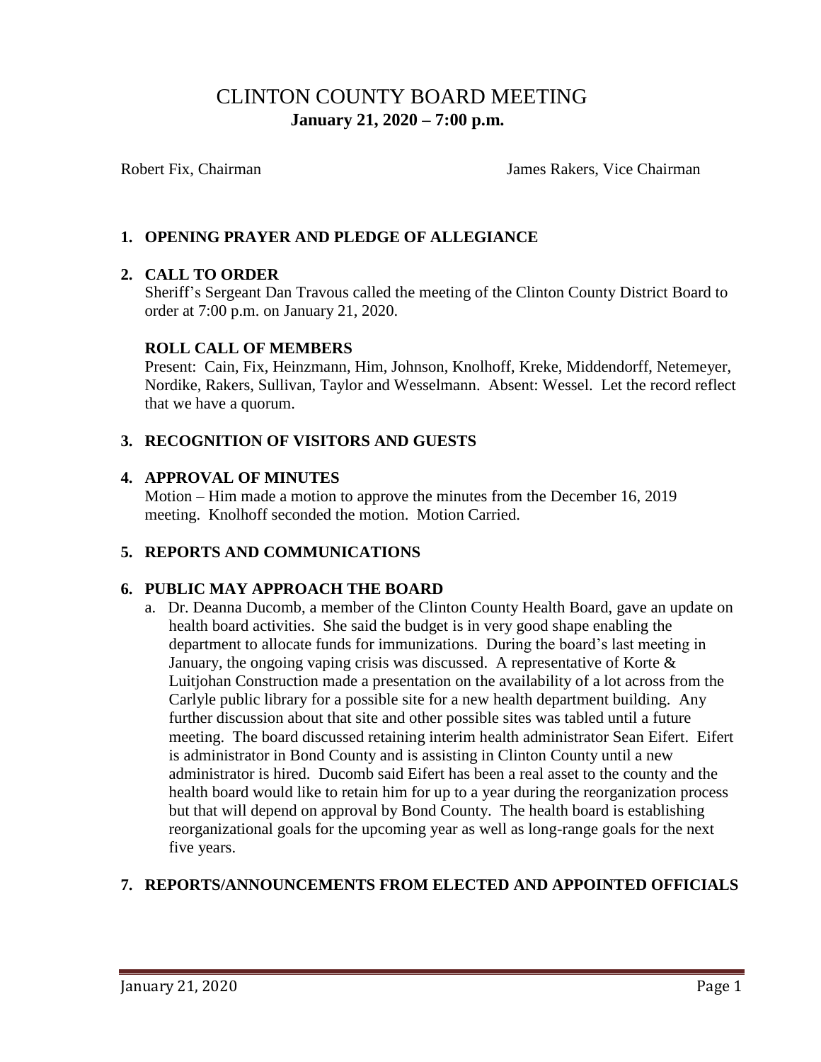# CLINTON COUNTY BOARD MEETING

**January 21, 2020 – 7:00 p.m.**

Robert Fix, Chairman James Rakers, Vice Chairman

## 1. OPENING PRAYER AND PLEDGE OF ALLEGIANCE

## 2. CALL TO ORDER

Sheriff's Sergeant Dan Travous called the meeting of the Clinton County District Board to order at 7:00 p.m. on January 21, 2020.

### ROLL CALL OF MEMBERS

Present: Cain, Fix, Heinzmann, Him, Johnson, Knolhoff, Kreke, Middendorff, Netemeyer, Nordike, Rakers, Sullivan, Taylor and Wesselmann. Absent: Wessel. Let the record reflect that we have a quorum.

## 3. RECOGNITION OF VISITORS AND GUESTS

## 4. APPROVAL OF MINUTES

Motion – Him made a motion to approve the minutes from the December 16, 2019 meeting. Knolhoff seconded the motion. Motion Carried.

## 5. REPORTS AND COMMUNICATIONS

## 6. PUBLIC MAY APPROACH THE BOARD

a. Dr. Deanna Ducomb, a member of the Clinton County Health Board, gave an update on health board activities. She said the budget is in very good shape enabling the department to allocate funds for immunizations. During the board's last meeting in January, the ongoing vaping crisis was discussed. A representative of Korte & Luitjohan Construction made a presentation on the availability of a lot across from the Carlyle public library for a possible site for a new health department building. Any further discussion about that site and other possible sites was tabled until a future meeting. The board discussed retaining interim health administrator Sean Eifert. Eifert is administrator in Bond County and is assisting in Clinton County until a new administrator is hired. Ducomb said Eifert has been a real asset to the county and the health board would like to retain him for up to a year during the reorganization process but that will depend on approval by Bond County. The health board is establishing reorganizational goals for the upcoming year as well as long-range goals for the next five years.

## 7. REPORTS/ANNOUNCEMENTS FROM ELECTED AND APPOINTED OFFICIALS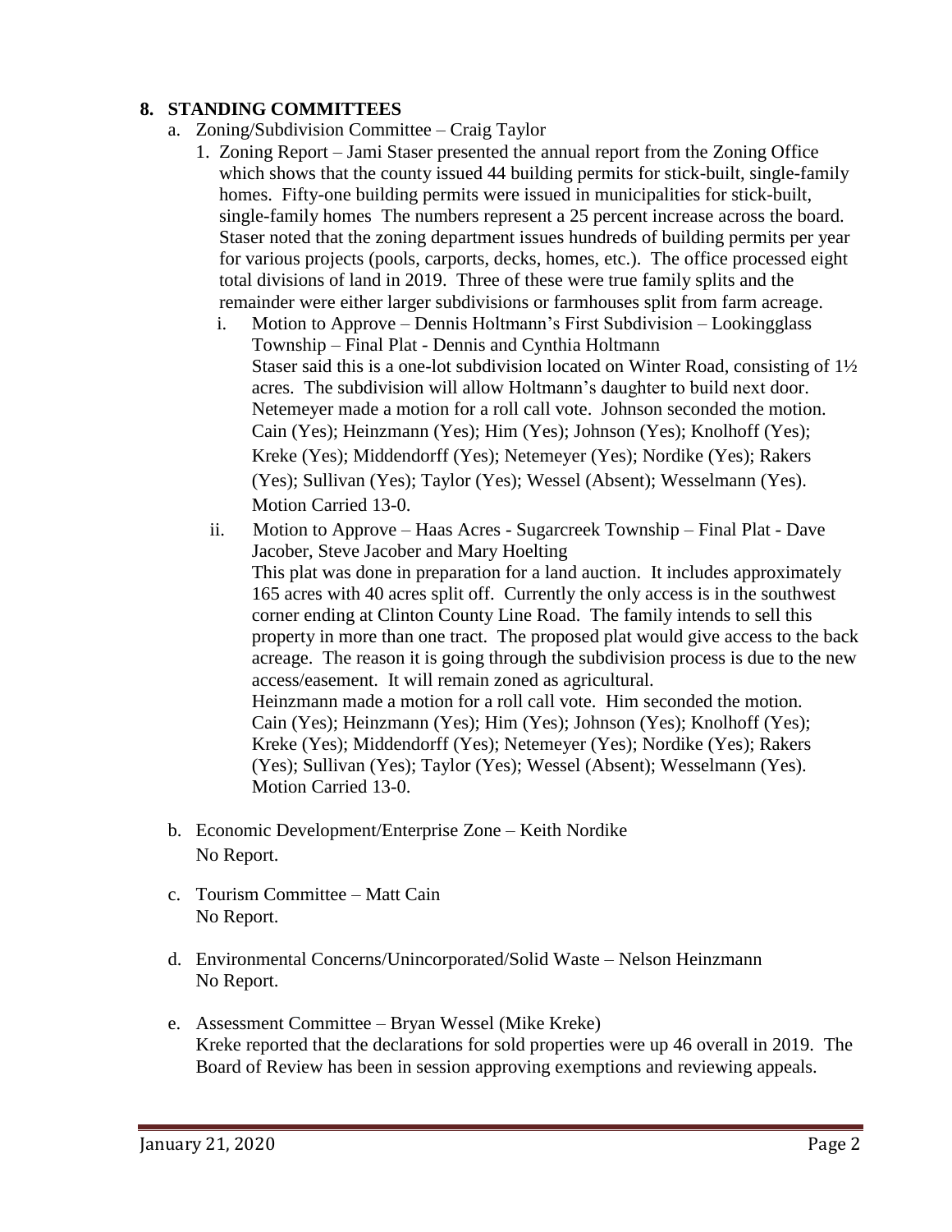## 8. STANDING COMMITTEES

a. Zoning/Subdivision Committee – Craig Taylor

1. Zoning Report – Jami Staser presented the annual report from the Zoning Office which shows that the county issued 44 building permits for stick-built, single-family homes. Fifty-one building permits were issued in municipalities for stick-built, single-family homes The numbers represent a 25 percent increase across the board. Staser noted that the zoning department issues hundreds of building permits per year for various projects (pools, carports, decks, homes, etc.). The office processed eight total divisions of land in 2019. Three of these were true family splits and the remainder were either larger subdivisions or farmhouses split from farm acreage.

   i. Motion to Approve – Dennis Holtmann's First Subdivision – Lookingglass Township – Final Plat - Dennis and Cynthia Holtmann
   Staser said this is a one-lot subdivision located on Winter Road, consisting of 1½ acres. The subdivision will allow Holtmann's daughter to build next door. Netemeyer made a motion for a roll call vote. Johnson seconded the motion. Cain (Yes); Heinzmann (Yes); Him (Yes); Johnson (Yes); Knolhoff (Yes); Kreke (Yes); Middendorff (Yes); Netemeyer (Yes); Nordike (Yes); Rakers (Yes); Sullivan (Yes); Taylor (Yes); Wessel (Absent); Wesselmann (Yes). Motion Carried 13-0.

   ii. Motion to Approve – Haas Acres - Sugarcreek Township – Final Plat - Dave Jacober, Steve Jacober and Mary Hoelting
   This plat was done in preparation for a land auction. It includes approximately 165 acres with 40 acres split off. Currently the only access is in the southwest corner ending at Clinton County Line Road. The family intends to sell this property in more than one tract. The proposed plat would give access to the back acreage. The reason it is going through the subdivision process is due to the new access/easement. It will remain zoned as agricultural.
   Heinzmann made a motion for a roll call vote. Him seconded the motion. Cain (Yes); Heinzmann (Yes); Him (Yes); Johnson (Yes); Knolhoff (Yes); Kreke (Yes); Middendorff (Yes); Netemeyer (Yes); Nordike (Yes); Rakers (Yes); Sullivan (Yes); Taylor (Yes); Wessel (Absent); Wesselmann (Yes). Motion Carried 13-0.

b. Economic Development/Enterprise Zone – Keith Nordike
No Report.

c. Tourism Committee – Matt Cain
No Report.

d. Environmental Concerns/Unincorporated/Solid Waste – Nelson Heinzmann
No Report.

e. Assessment Committee – Bryan Wessel (Mike Kreke)
Kreke reported that the declarations for sold properties were up 46 overall in 2019. The Board of Review has been in session approving exemptions and reviewing appeals.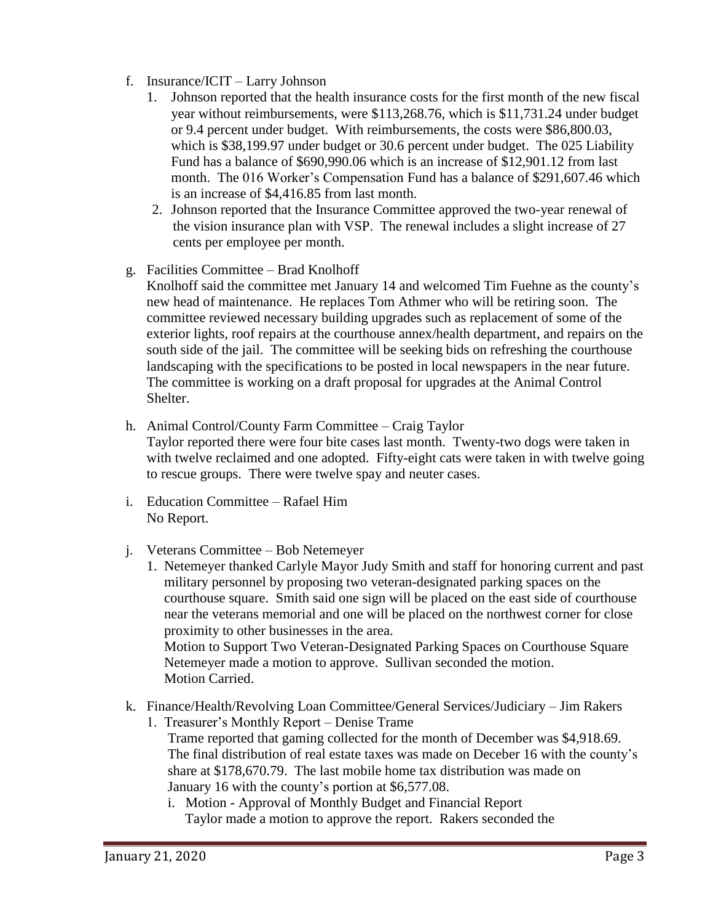f. Insurance/ICIT – Larry Johnson

   1. Johnson reported that the health insurance costs for the first month of the new fiscal year without reimbursements, were $113,268.76, which is $11,731.24 under budget or 9.4 percent under budget. With reimbursements, the costs were $86,800.03, which is $38,199.97 under budget or 30.6 percent under budget. The 025 Liability Fund has a balance of $690,990.06 which is an increase of $12,901.12 from last month. The 016 Worker's Compensation Fund has a balance of $291,607.46 which is an increase of $4,416.85 from last month.
   2. Johnson reported that the Insurance Committee approved the two-year renewal of the vision insurance plan with VSP. The renewal includes a slight increase of 27 cents per employee per month.

g. Facilities Committee – Brad Knolhoff

   Knolhoff said the committee met January 14 and welcomed Tim Fuehne as the county's new head of maintenance. He replaces Tom Athmer who will be retiring soon. The committee reviewed necessary building upgrades such as replacement of some of the exterior lights, roof repairs at the courthouse annex/health department, and repairs on the south side of the jail. The committee will be seeking bids on refreshing the courthouse landscaping with the specifications to be posted in local newspapers in the near future. The committee is working on a draft proposal for upgrades at the Animal Control Shelter.

h. Animal Control/County Farm Committee – Craig Taylor

   Taylor reported there were four bite cases last month. Twenty-two dogs were taken in with twelve reclaimed and one adopted. Fifty-eight cats were taken in with twelve going to rescue groups. There were twelve spay and neuter cases.

i. Education Committee – Rafael Him

   No Report.

j. Veterans Committee – Bob Netemeyer

   1. Netemeyer thanked Carlyle Mayor Judy Smith and staff for honoring current and past military personnel by proposing two veteran-designated parking spaces on the courthouse square. Smith said one sign will be placed on the east side of courthouse near the veterans memorial and one will be placed on the northwest corner for close proximity to other businesses in the area.

      Motion to Support Two Veteran-Designated Parking Spaces on Courthouse Square
      Netemeyer made a motion to approve. Sullivan seconded the motion.
      Motion Carried.

k. Finance/Health/Revolving Loan Committee/General Services/Judiciary – Jim Rakers

   1. Treasurer's Monthly Report – Denise Trame

      Trame reported that gaming collected for the month of December was $4,918.69. The final distribution of real estate taxes was made on Deceber 16 with the county's share at $178,670.79. The last mobile home tax distribution was made on January 16 with the county's portion at $6,577.08.

      i. Motion - Approval of Monthly Budget and Financial Report
         Taylor made a motion to approve the report. Rakers seconded the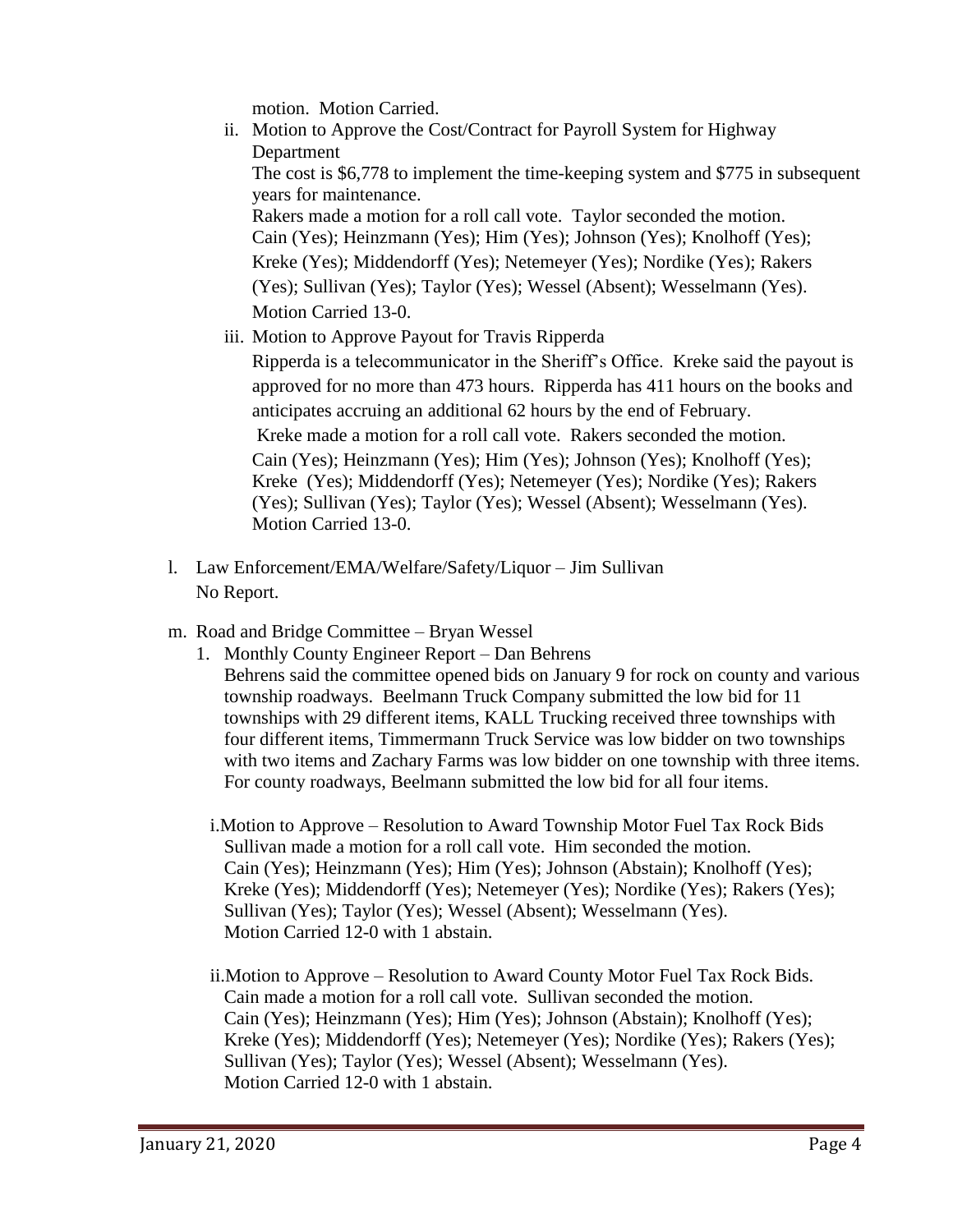motion. Motion Carried.

ii. Motion to Approve the Cost/Contract for Payroll System for Highway Department
    The cost is $6,778 to implement the time-keeping system and $775 in subsequent years for maintenance.
    Rakers made a motion for a roll call vote. Taylor seconded the motion.
    Cain (Yes); Heinzmann (Yes); Him (Yes); Johnson (Yes); Knolhoff (Yes); Kreke (Yes); Middendorff (Yes); Netemeyer (Yes); Nordike (Yes); Rakers (Yes); Sullivan (Yes); Taylor (Yes); Wessel (Absent); Wesselmann (Yes).
    Motion Carried 13-0.

iii. Motion to Approve Payout for Travis Ripperda
    Ripperda is a telecommunicator in the Sheriff's Office. Kreke said the payout is approved for no more than 473 hours. Ripperda has 411 hours on the books and anticipates accruing an additional 62 hours by the end of February.
    Kreke made a motion for a roll call vote. Rakers seconded the motion.
    Cain (Yes); Heinzmann (Yes); Him (Yes); Johnson (Yes); Knolhoff (Yes); Kreke (Yes); Middendorff (Yes); Netemeyer (Yes); Nordike (Yes); Rakers (Yes); Sullivan (Yes); Taylor (Yes); Wessel (Absent); Wesselmann (Yes).
    Motion Carried 13-0.

l. Law Enforcement/EMA/Welfare/Safety/Liquor – Jim Sullivan
   No Report.

m. Road and Bridge Committee – Bryan Wessel
   1. Monthly County Engineer Report – Dan Behrens
      Behrens said the committee opened bids on January 9 for rock on county and various township roadways. Beelmann Truck Company submitted the low bid for 11 townships with 29 different items, KALL Trucking received three townships with four different items, Timmermann Truck Service was low bidder on two townships with two items and Zachary Farms was low bidder on one township with three items. For county roadways, Beelmann submitted the low bid for all four items.

      i. Motion to Approve – Resolution to Award Township Motor Fuel Tax Rock Bids
         Sullivan made a motion for a roll call vote. Him seconded the motion.
         Cain (Yes); Heinzmann (Yes); Him (Yes); Johnson (Abstain); Knolhoff (Yes); Kreke (Yes); Middendorff (Yes); Netemeyer (Yes); Nordike (Yes); Rakers (Yes); Sullivan (Yes); Taylor (Yes); Wessel (Absent); Wesselmann (Yes).
         Motion Carried 12-0 with 1 abstain.

      ii. Motion to Approve – Resolution to Award County Motor Fuel Tax Rock Bids.
         Cain made a motion for a roll call vote. Sullivan seconded the motion.
         Cain (Yes); Heinzmann (Yes); Him (Yes); Johnson (Abstain); Knolhoff (Yes); Kreke (Yes); Middendorff (Yes); Netemeyer (Yes); Nordike (Yes); Rakers (Yes); Sullivan (Yes); Taylor (Yes); Wessel (Absent); Wesselmann (Yes).
         Motion Carried 12-0 with 1 abstain.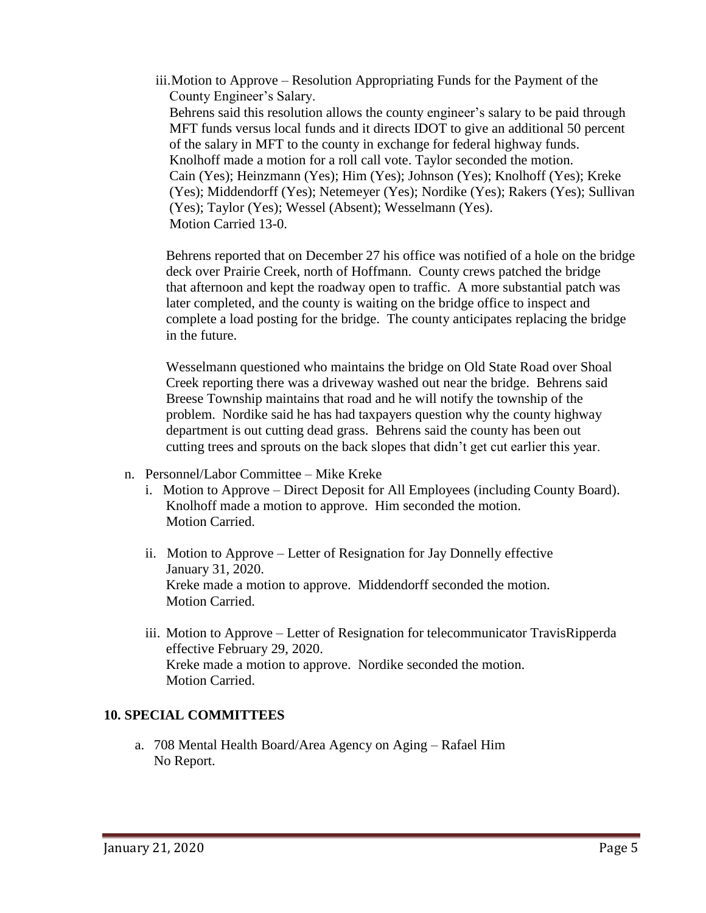iii. Motion to Approve – Resolution Appropriating Funds for the Payment of the County Engineer's Salary.
Behrens said this resolution allows the county engineer's salary to be paid through MFT funds versus local funds and it directs IDOT to give an additional 50 percent of the salary in MFT to the county in exchange for federal highway funds.
Knolhoff made a motion for a roll call vote. Taylor seconded the motion.
Cain (Yes); Heinzmann (Yes); Him (Yes); Johnson (Yes); Knolhoff (Yes); Kreke (Yes); Middendorff (Yes); Netemeyer (Yes); Nordike (Yes); Rakers (Yes); Sullivan (Yes); Taylor (Yes); Wessel (Absent); Wesselmann (Yes).
Motion Carried 13-0.

Behrens reported that on December 27 his office was notified of a hole on the bridge deck over Prairie Creek, north of Hoffmann. County crews patched the bridge that afternoon and kept the roadway open to traffic. A more substantial patch was later completed, and the county is waiting on the bridge office to inspect and complete a load posting for the bridge. The county anticipates replacing the bridge in the future.

Wesselmann questioned who maintains the bridge on Old State Road over Shoal Creek reporting there was a driveway washed out near the bridge. Behrens said Breese Township maintains that road and he will notify the township of the problem. Nordike said he has had taxpayers question why the county highway department is out cutting dead grass. Behrens said the county has been out cutting trees and sprouts on the back slopes that didn't get cut earlier this year.

n. Personnel/Labor Committee – Mike Kreke

i. Motion to Approve – Direct Deposit for All Employees (including County Board).
Knolhoff made a motion to approve. Him seconded the motion.
Motion Carried.

ii. Motion to Approve – Letter of Resignation for Jay Donnelly effective January 31, 2020.
Kreke made a motion to approve. Middendorff seconded the motion.
Motion Carried.

iii. Motion to Approve – Letter of Resignation for telecommunicator TravisRipperda effective February 29, 2020.
Kreke made a motion to approve. Nordike seconded the motion.
Motion Carried.

## 10. SPECIAL COMMITTEES

a. 708 Mental Health Board/Area Agency on Aging – Rafael Him
No Report.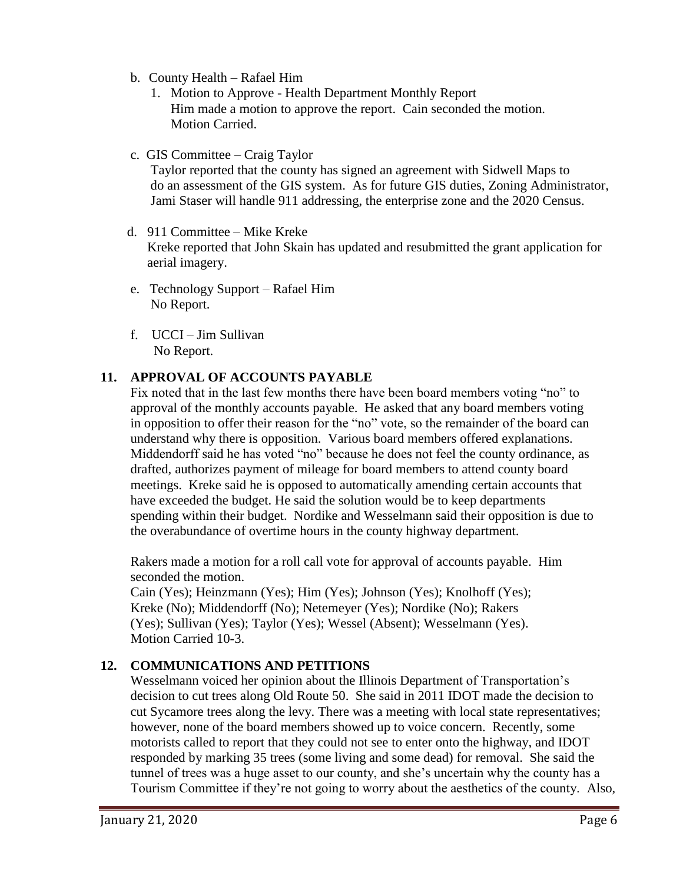b. County Health – Rafael Him
   1. Motion to Approve - Health Department Monthly Report
      Him made a motion to approve the report. Cain seconded the motion.
      Motion Carried.

c. GIS Committee – Craig Taylor
   Taylor reported that the county has signed an agreement with Sidwell Maps to do an assessment of the GIS system. As for future GIS duties, Zoning Administrator, Jami Staser will handle 911 addressing, the enterprise zone and the 2020 Census.

d. 911 Committee – Mike Kreke
   Kreke reported that John Skain has updated and resubmitted the grant application for aerial imagery.

e. Technology Support – Rafael Him
   No Report.

f. UCCI – Jim Sullivan
   No Report.

## 11. APPROVAL OF ACCOUNTS PAYABLE

Fix noted that in the last few months there have been board members voting "no" to approval of the monthly accounts payable. He asked that any board members voting in opposition to offer their reason for the "no" vote, so the remainder of the board can understand why there is opposition. Various board members offered explanations. Middendorff said he has voted "no" because he does not feel the county ordinance, as drafted, authorizes payment of mileage for board members to attend county board meetings. Kreke said he is opposed to automatically amending certain accounts that have exceeded the budget. He said the solution would be to keep departments spending within their budget. Nordike and Wesselmann said their opposition is due to the overabundance of overtime hours in the county highway department.

Rakers made a motion for a roll call vote for approval of accounts payable. Him seconded the motion.
Cain (Yes); Heinzmann (Yes); Him (Yes); Johnson (Yes); Knolhoff (Yes); Kreke (No); Middendorff (No); Netemeyer (Yes); Nordike (No); Rakers (Yes); Sullivan (Yes); Taylor (Yes); Wessel (Absent); Wesselmann (Yes).
Motion Carried 10-3.

## 12. COMMUNICATIONS AND PETITIONS

Wesselmann voiced her opinion about the Illinois Department of Transportation's decision to cut trees along Old Route 50. She said in 2011 IDOT made the decision to cut Sycamore trees along the levy. There was a meeting with local state representatives; however, none of the board members showed up to voice concern. Recently, some motorists called to report that they could not see to enter onto the highway, and IDOT responded by marking 35 trees (some living and some dead) for removal. She said the tunnel of trees was a huge asset to our county, and she's uncertain why the county has a Tourism Committee if they're not going to worry about the aesthetics of the county. Also,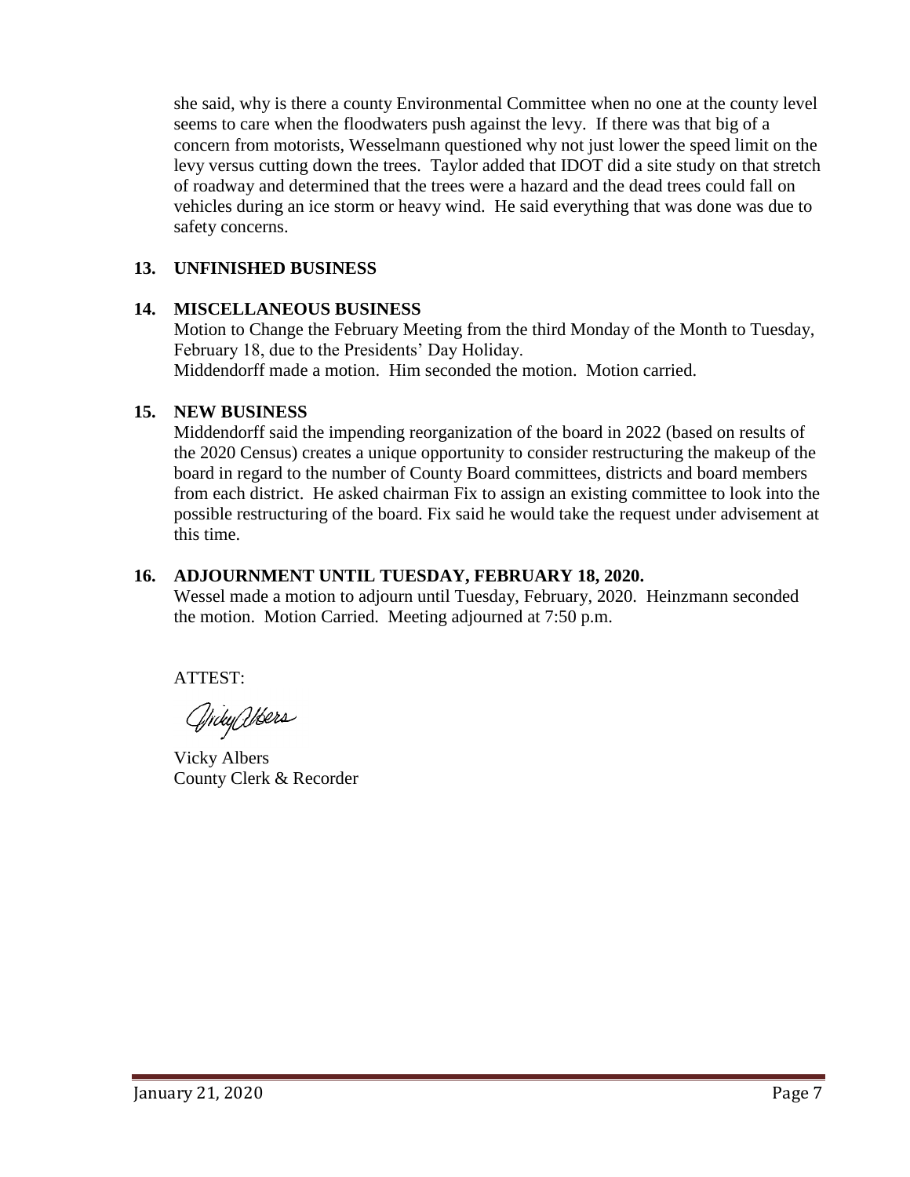she said, why is there a county Environmental Committee when no one at the county level seems to care when the floodwaters push against the levy. If there was that big of a concern from motorists, Wesselmann questioned why not just lower the speed limit on the levy versus cutting down the trees. Taylor added that IDOT did a site study on that stretch of roadway and determined that the trees were a hazard and the dead trees could fall on vehicles during an ice storm or heavy wind. He said everything that was done was due to safety concerns.

## 13. UNFINISHED BUSINESS

## 14. MISCELLANEOUS BUSINESS

Motion to Change the February Meeting from the third Monday of the Month to Tuesday, February 18, due to the Presidents' Day Holiday.
Middendorff made a motion. Him seconded the motion. Motion carried.

## 15. NEW BUSINESS

Middendorff said the impending reorganization of the board in 2022 (based on results of the 2020 Census) creates a unique opportunity to consider restructuring the makeup of the board in regard to the number of County Board committees, districts and board members from each district. He asked chairman Fix to assign an existing committee to look into the possible restructuring of the board. Fix said he would take the request under advisement at this time.

## 16. ADJOURNMENT UNTIL TUESDAY, FEBRUARY 18, 2020.

Wessel made a motion to adjourn until Tuesday, February, 2020. Heinzmann seconded the motion. Motion Carried. Meeting adjourned at 7:50 p.m.

ATTEST:

Vicky Albers

Vicky Albers
County Clerk & Recorder